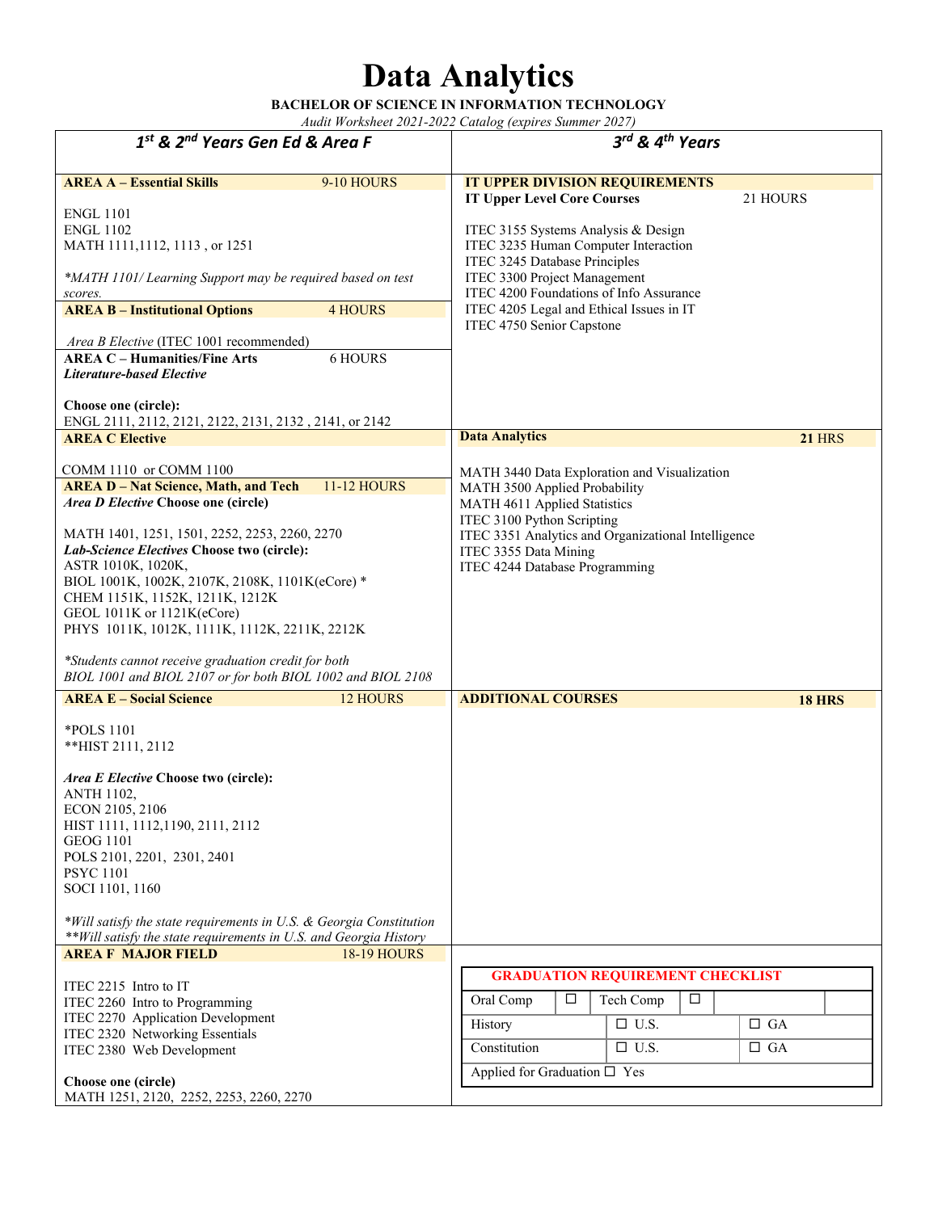# Data Analytics

**BACHELOR OF SCIENCE IN INFORMATION TECHNOLOGY**

*Audit Worksheet 2021-2022 Catalog (expires Summer 2027)*

## 1st & 2nd Years Gen Ed & Area F

**AREA A – Essential Skills** 9-10 HOURS

ENGL 1101
ENGL 1102
MATH 1111,1112, 1113 , or 1251

*\*MATH 1101/ Learning Support may be required based on test scores.*

**AREA B – Institutional Options** 4 HOURS

*Area B Elective* (ITEC 1001 recommended)

**AREA C – Humanities/Fine Arts** 6 HOURS

***Literature-based Elective***

**Choose one (circle):**
ENGL 2111, 2112, 2121, 2122, 2131, 2132 , 2141, or 2142

**AREA C Elective**

COMM 1110 or COMM 1100

**AREA D – Nat Science, Math, and Tech** 11-12 HOURS

***Area D Elective*** **Choose one (circle)**

MATH 1401, 1251, 1501, 2252, 2253, 2260, 2270

***Lab-Science Electives*** **Choose two (circle):**
ASTR 1010K, 1020K,
BIOL 1001K, 1002K, 2107K, 2108K, 1101K(eCore) *
CHEM 1151K, 1152K, 1211K, 1212K
GEOL 1011K or 1121K(eCore)
PHYS 1011K, 1012K, 1111K, 1112K, 2211K, 2212K

*\*Students cannot receive graduation credit for both BIOL 1001 and BIOL 2107 or for both BIOL 1002 and BIOL 2108*

**AREA E – Social Science** 12 HOURS

*POLS 1101
**HIST 2111, 2112

***Area E Elective*** **Choose two (circle):**
ANTH 1102,
ECON 2105, 2106
HIST 1111, 1112,1190, 2111, 2112
GEOG 1101
POLS 2101, 2201, 2301, 2401
PSYC 1101
SOCI 1101, 1160

*\*Will satisfy the state requirements in U.S. & Georgia Constitution*
*\*\*Will satisfy the state requirements in U.S. and Georgia History*

**AREA F MAJOR FIELD** 18-19 HOURS

ITEC 2215 Intro to IT
ITEC 2260 Intro to Programming
ITEC 2270 Application Development
ITEC 2320 Networking Essentials
ITEC 2380 Web Development

**Choose one (circle)**
MATH 1251, 2120, 2252, 2253, 2260, 2270

## 3rd & 4th Years

**IT UPPER DIVISION REQUIREMENTS**

**IT Upper Level Core Courses** 21 HOURS

ITEC 3155 Systems Analysis & Design
ITEC 3235 Human Computer Interaction
ITEC 3245 Database Principles
ITEC 3300 Project Management
ITEC 4200 Foundations of Info Assurance
ITEC 4205 Legal and Ethical Issues in IT
ITEC 4750 Senior Capstone

**Data Analytics** **21** HRS

MATH 3440 Data Exploration and Visualization
MATH 3500 Applied Probability
MATH 4611 Applied Statistics
ITEC 3100 Python Scripting
ITEC 3351 Analytics and Organizational Intelligence
ITEC 3355 Data Mining
ITEC 4244 Database Programming

**ADDITIONAL COURSES** **18 HRS**

**GRADUATION REQUIREMENT CHECKLIST**

| Oral Comp ☐ | Tech Comp ☐ | |
|---|---|---|
| History | ☐ U.S. | ☐ GA |
| Constitution | ☐ U.S. | ☐ GA |
| Applied for Graduation ☐ Yes | | |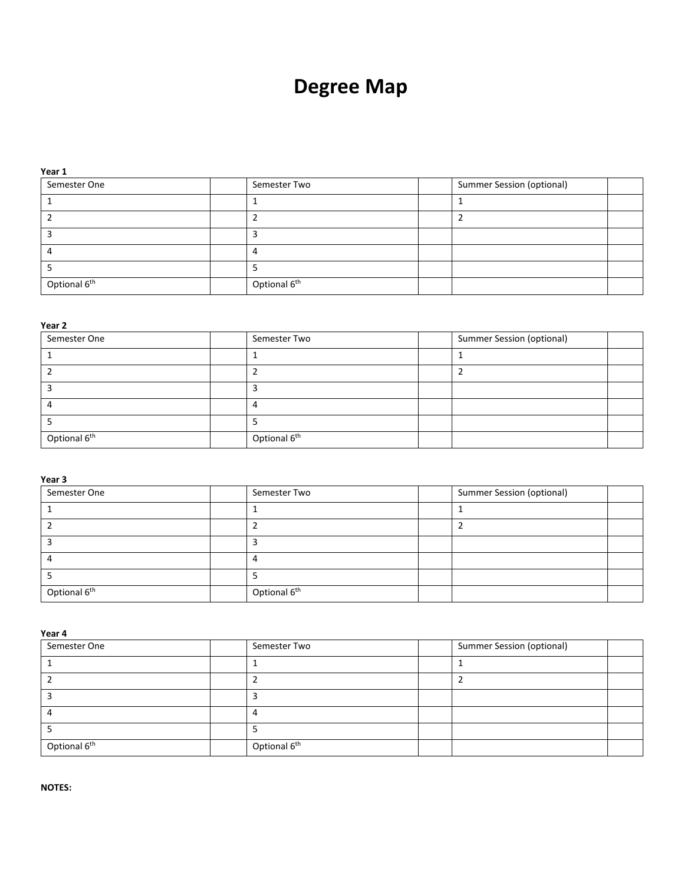# Degree Map

**Year 1**

| Semester One | | Semester Two | | Summer Session (optional) | |
|---|---|---|---|---|---|
| 1 | | 1 | | 1 | |
| 2 | | 2 | | 2 | |
| 3 | | 3 | | | |
| 4 | | 4 | | | |
| 5 | | 5 | | | |
| Optional 6th | | Optional 6th | | | |

**Year 2**

| Semester One | | Semester Two | | Summer Session (optional) | |
|---|---|---|---|---|---|
| 1 | | 1 | | 1 | |
| 2 | | 2 | | 2 | |
| 3 | | 3 | | | |
| 4 | | 4 | | | |
| 5 | | 5 | | | |
| Optional 6th | | Optional 6th | | | |

**Year 3**

| Semester One | | Semester Two | | Summer Session (optional) | |
|---|---|---|---|---|---|
| 1 | | 1 | | 1 | |
| 2 | | 2 | | 2 | |
| 3 | | 3 | | | |
| 4 | | 4 | | | |
| 5 | | 5 | | | |
| Optional 6th | | Optional 6th | | | |

**Year 4**

| Semester One | | Semester Two | | Summer Session (optional) | |
|---|---|---|---|---|---|
| 1 | | 1 | | 1 | |
| 2 | | 2 | | 2 | |
| 3 | | 3 | | | |
| 4 | | 4 | | | |
| 5 | | 5 | | | |
| Optional 6th | | Optional 6th | | | |

**NOTES:**